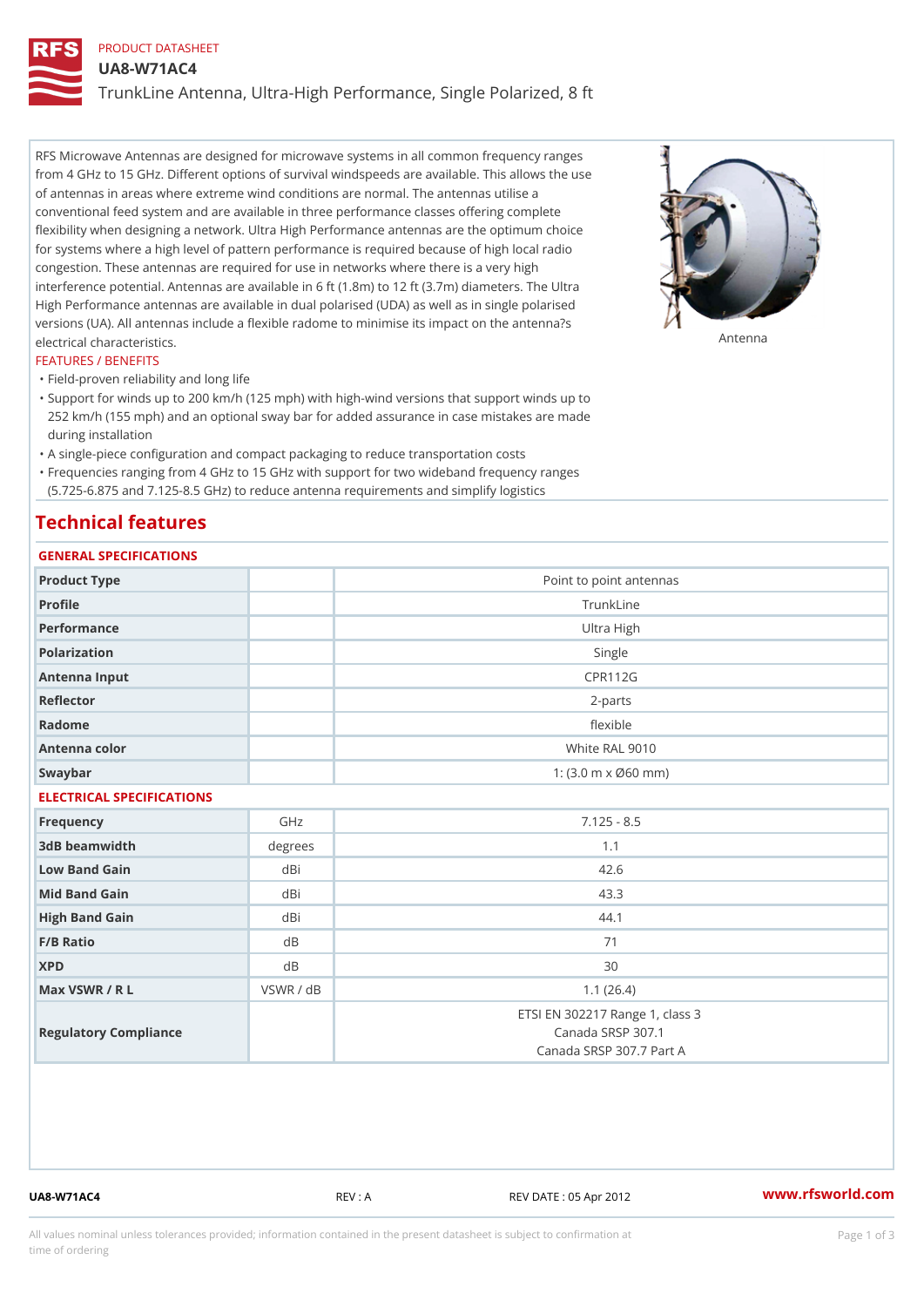PRODUCT DATASHEET

# UA8-W71AC4

TrunkLine Antenna, Ultra-High Performance, Single Polarized, 8 ft

RFS Microwave Antennas are designed for microwave systems in all common frequency ranges from 4 GHz to 15 GHz. Different options of survival windspeeds are available. This allows the use of antennas in areas where extreme wind conditions are normal. The antennas utilise a conventional feed system and are available in three performance classes offering complete flexibility when designing a network. Ultra High Performance antennas are the optimum choice for systems where a high level of pattern performance is required because of high local radio congestion. These antennas are required for use in networks where there is a very high interference potential. Antennas are available in 6 ft (1.8m) to 12 ft (3.7m) diameters. The Ultra High Performance antennas are available in dual polarised (UDA) as well as in single polarised versions (UA). All antennas include a flexible radome to minimise its impact on the antenna?s electrical characteristics.

Antenna

FEATURES / BENEFITS

- Field-proven reliability and long life
- Support for winds up to 200 km/h (125 mph) with high-wind versions that support winds up to 252 km/h (155 mph) and an optional sway bar for added assurance in case mistakes are made during installation
- A single-piece configuration and compact packaging to reduce transportation costs
- Frequencies ranging from 4 GHz to 15 GHz with support for two wideband frequency ranges (5.725-6.875 and 7.125-8.5 GHz) to reduce antenna requirements and simplify logistics

## Technical features

### GENERAL SPECIFICATIONS

| | | |
|---|---|---|
| Product Type | | Point to point antennas |
| Profile | | TrunkLine |
| Performance | | Ultra High |
| Polarization | | Single |
| Antenna Input | | CPR112G |
| Reflector | | 2-parts |
| Radome | | flexible |
| Antenna color | | White RAL 9010 |
| Swaybar | | 1: (3.0 m x Ø60 mm) |

### ELECTRICAL SPECIFICATIONS

| | | |
|---|---|---|
| Frequency | GHz | 7.125 - 8.5 |
| 3dB beamwidth | degrees | 1.1 |
| Low Band Gain | dBi | 42.6 |
| Mid Band Gain | dBi | 43.3 |
| High Band Gain | dBi | 44.1 |
| F/B Ratio | dB | 71 |
| XPD | dB | 30 |
| Max VSWR / R L | VSWR / dB | 1.1 (26.4) |
| Regulatory Compliance | | ETSI EN 302217 Range 1, class 3<br>Canada SRSP 307.1<br>Canada SRSP 307.7 Part A |

UA8-W71AC4 REV : A REV DATE : 05 Apr 2012 www.rfsworld.com

All values nominal unless tolerances provided; information contained in the present datasheet is subject to confirmation at time of ordering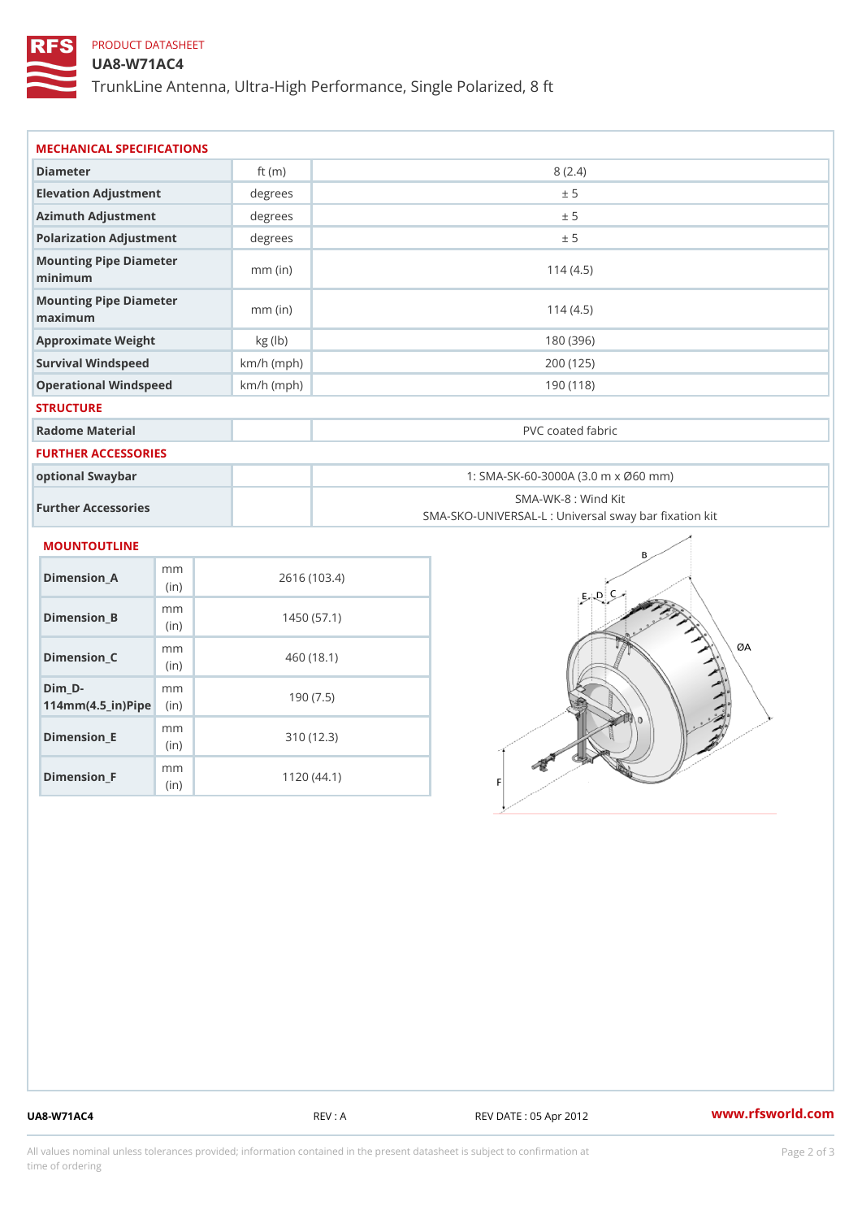PRODUCT DATASHEET

# UA8-W71AC4

## TrunkLine Antenna, Ultra-High Performance, Single Polarized, 8 ft

### MECHANICAL SPECIFICATIONS

| Parameter | Unit | Value |
|---|---|---|
| Diameter | ft (m) | 8 (2.4) |
| Elevation Adjustment | degrees | ± 5 |
| Azimuth Adjustment | degrees | ± 5 |
| Polarization Adjustment | degrees | ± 5 |
| Mounting Pipe Diameter minimum | mm (in) | 114 (4.5) |
| Mounting Pipe Diameter maximum | mm (in) | 114 (4.5) |
| Approximate Weight | kg (lb) | 180 (396) |
| Survival Windspeed | km/h (mph) | 200 (125) |
| Operational Windspeed | km/h (mph) | 190 (118) |

### STRUCTURE

| Parameter | Unit | Value |
|---|---|---|
| Radome Material | | PVC coated fabric |

### FURTHER ACCESSORIES

| Parameter | Unit | Value |
|---|---|---|
| optional Swaybar | | 1: SMA-SK-60-3000A (3.0 m x Ø60 mm) |
| Further Accessories | | SMA-WK-8 : Wind Kit<br>SMA-SKO-UNIVERSAL-L : Universal sway bar fixation kit |

### MOUNTOUTLINE

| Dimension | Unit | Value |
|---|---|---|
| Dimension_A | mm (in) | 2616 (103.4) |
| Dimension_B | mm (in) | 1450 (57.1) |
| Dimension_C | mm (in) | 460 (18.1) |
| Dim_D-114mm(4.5_in)Pipe | mm (in) | 190 (7.5) |
| Dimension_E | mm (in) | 310 (12.3) |
| Dimension_F | mm (in) | 1120 (44.1) |

UA8-W71AC4 REV : A REV DATE : 05 Apr 2012 www.rfsworld.com

All values nominal unless tolerances provided; information contained in the present datasheet is subject to confirmation at time of ordering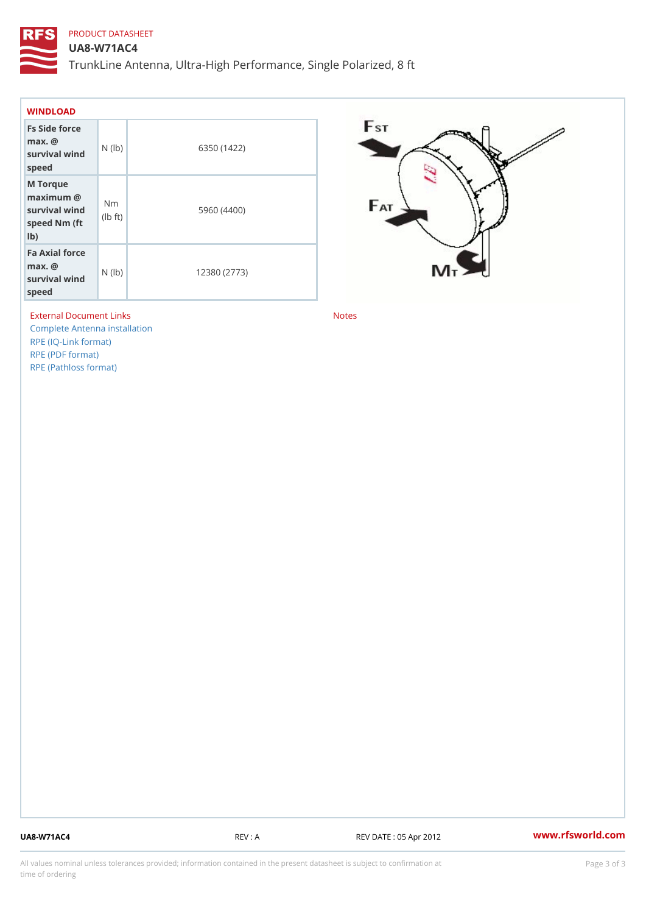PRODUCT DATASHEET

# UA8-W71AC4

TrunkLine Antenna, Ultra-High Performance, Single Polarized, 8 ft

## WINDLOAD

| | | |
|---|---|---|
| Fs Side force max. @ survival wind speed | N (lb) | 6350 (1422) |
| M Torque maximum @ survival wind speed Nm (ft lb) | Nm (lb ft) | 5960 (4400) |
| Fa Axial force max. @ survival wind speed | N (lb) | 12380 (2773) |

FST

FAT

MT

External Document Links

Complete Antenna installation

RPE (IQ-Link format)

RPE (PDF format)

RPE (Pathloss format)

Notes

UA8-W71AC4 REV : A REV DATE : 05 Apr 2012 www.rfsworld.com

All values nominal unless tolerances provided; information contained in the present datasheet is subject to confirmation at time of ordering